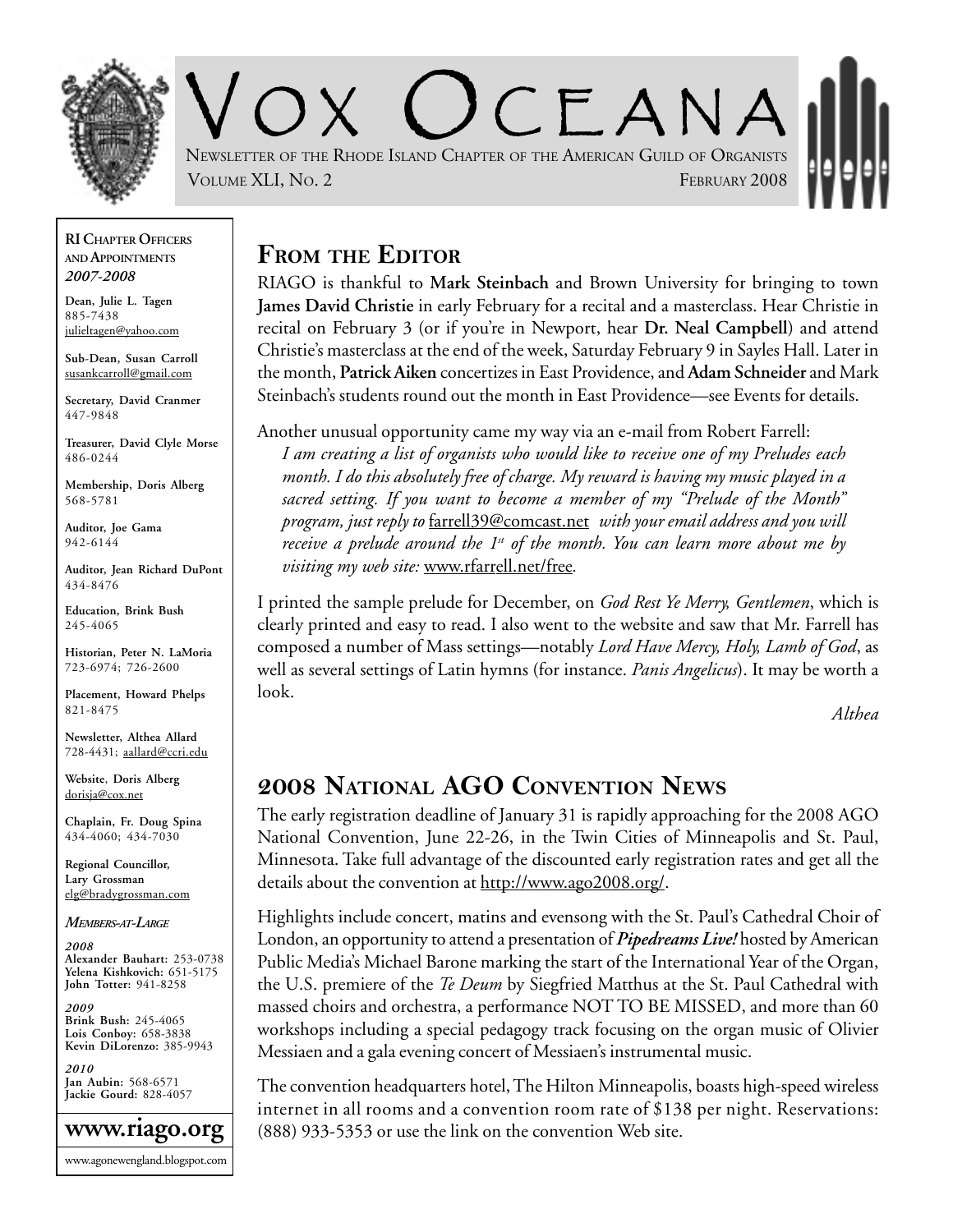# Vox Oceana

Newsletter of the Rhode Island Chapter of the American Guild of Organists

Volume XLI, No. 2 — February 2008

**RI Chapter Officers and Appointments**
***2007-2008***

**Dean, Julie L. Tagen**
885-7438
julieltagen@yahoo.com

**Sub-Dean, Susan Carroll**
susankcarroll@gmail.com

**Secretary, David Cranmer**
447-9848

**Treasurer, David Clyle Morse**
486-0244

**Membership, Doris Alberg**
568-5781

**Auditor, Joe Gama**
942-6144

**Auditor, Jean Richard DuPont**
434-8476

**Education, Brink Bush**
245-4065

**Historian, Peter N. LaMoria**
723-6974; 726-2600

**Placement, Howard Phelps**
821-8475

**Newsletter, Althea Allard**
728-4431; aallard@ccri.edu

**Website, Doris Alberg**
dorisja@cox.net

**Chaplain, Fr. Doug Spina**
434-4060; 434-7030

**Regional Councillor, Lary Grossman**
elg@bradygrossman.com

***Members-at-Large***

***2008***
**Alexander Bauhart:** 253-0738
**Yelena Kishkovich:** 651-5175
**John Totter:** 941-8258

***2009***
**Brink Bush:** 245-4065
**Lois Conboy:** 658-3838
**Kevin DiLorenzo:** 385-9943

***2010***
**Jan Aubin:** 568-6571
**Jackie Gourd:** 828-4057

**www.riago.org**

www.agonewengland.blogspot.com

## From the Editor

RIAGO is thankful to **Mark Steinbach** and Brown University for bringing to town **James David Christie** in early February for a recital and a masterclass. Hear Christie in recital on February 3 (or if you're in Newport, hear **Dr. Neal Campbell**) and attend Christie's masterclass at the end of the week, Saturday February 9 in Sayles Hall. Later in the month, **Patrick Aiken** concertizes in East Providence, and **Adam Schneider** and Mark Steinbach's students round out the month in East Providence—see Events for details.

Another unusual opportunity came my way via an e-mail from Robert Farrell:

> *I am creating a list of organists who would like to receive one of my Preludes each month. I do this absolutely free of charge. My reward is having my music played in a sacred setting. If you want to become a member of my "Prelude of the Month" program, just reply to* farrell39@comcast.net *with your email address and you will receive a prelude around the 1st of the month. You can learn more about me by visiting my web site:* www.rfarrell.net/free.

I printed the sample prelude for December, on *God Rest Ye Merry, Gentlemen*, which is clearly printed and easy to read. I also went to the website and saw that Mr. Farrell has composed a number of Mass settings—notably *Lord Have Mercy, Holy, Lamb of God*, as well as several settings of Latin hymns (for instance. *Panis Angelicus*). It may be worth a look.

*Althea*

## 2008 National AGO Convention News

The early registration deadline of January 31 is rapidly approaching for the 2008 AGO National Convention, June 22-26, in the Twin Cities of Minneapolis and St. Paul, Minnesota. Take full advantage of the discounted early registration rates and get all the details about the convention at http://www.ago2008.org/.

Highlights include concert, matins and evensong with the St. Paul's Cathedral Choir of London, an opportunity to attend a presentation of ***Pipedreams Live!*** hosted by American Public Media's Michael Barone marking the start of the International Year of the Organ, the U.S. premiere of the *Te Deum* by Siegfried Matthus at the St. Paul Cathedral with massed choirs and orchestra, a performance NOT TO BE MISSED, and more than 60 workshops including a special pedagogy track focusing on the organ music of Olivier Messiaen and a gala evening concert of Messiaen's instrumental music.

The convention headquarters hotel, The Hilton Minneapolis, boasts high-speed wireless internet in all rooms and a convention room rate of $138 per night. Reservations: (888) 933-5353 or use the link on the convention Web site.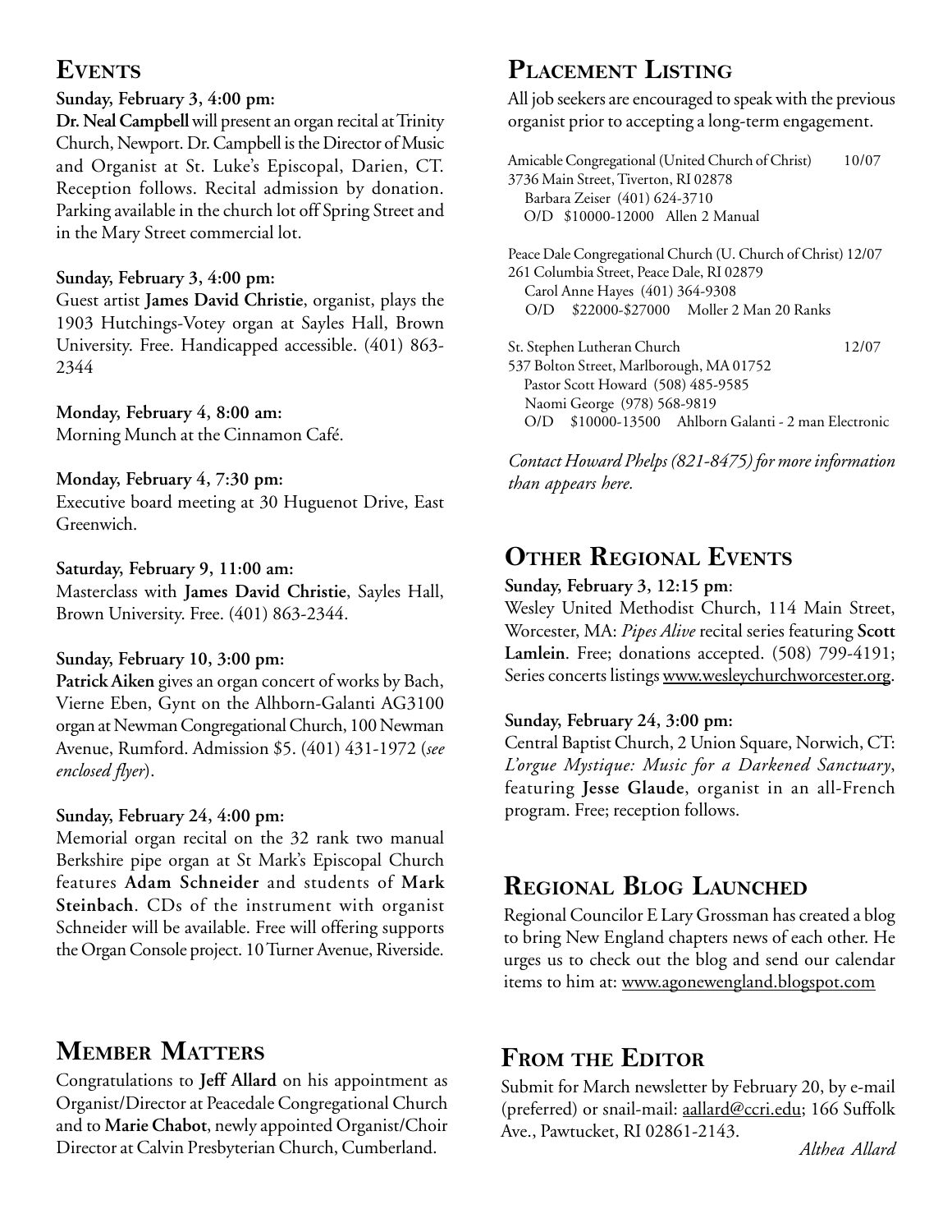## Events

**Sunday, February 3, 4:00 pm:**
**Dr. Neal Campbell** will present an organ recital at Trinity Church, Newport. Dr. Campbell is the Director of Music and Organist at St. Luke's Episcopal, Darien, CT. Reception follows. Recital admission by donation. Parking available in the church lot off Spring Street and in the Mary Street commercial lot.

**Sunday, February 3, 4:00 pm:**
Guest artist **James David Christie**, organist, plays the 1903 Hutchings-Votey organ at Sayles Hall, Brown University. Free. Handicapped accessible. (401) 863-2344

**Monday, February 4, 8:00 am:**
Morning Munch at the Cinnamon Café.

**Monday, February 4, 7:30 pm:**
Executive board meeting at 30 Huguenot Drive, East Greenwich.

**Saturday, February 9, 11:00 am:**
Masterclass with **James David Christie**, Sayles Hall, Brown University. Free. (401) 863-2344.

**Sunday, February 10, 3:00 pm:**
**Patrick Aiken** gives an organ concert of works by Bach, Vierne Eben, Gynt on the Alhborn-Galanti AG3100 organ at Newman Congregational Church, 100 Newman Avenue, Rumford. Admission $5. (401) 431-1972 (*see enclosed flyer*).

**Sunday, February 24, 4:00 pm:**
Memorial organ recital on the 32 rank two manual Berkshire pipe organ at St Mark's Episcopal Church features **Adam Schneider** and students of **Mark Steinbach**. CDs of the instrument with organist Schneider will be available. Free will offering supports the Organ Console project. 10 Turner Avenue, Riverside.

## Member Matters

Congratulations to **Jeff Allard** on his appointment as Organist/Director at Peacedale Congregational Church and to **Marie Chabot**, newly appointed Organist/Choir Director at Calvin Presbyterian Church, Cumberland.

## Placement Listing

All job seekers are encouraged to speak with the previous organist prior to accepting a long-term engagement.

Amicable Congregational (United Church of Christ) 10/07
3736 Main Street, Tiverton, RI 02878
Barbara Zeiser (401) 624-3710
O/D $10000-12000 Allen 2 Manual

Peace Dale Congregational Church (U. Church of Christ) 12/07
261 Columbia Street, Peace Dale, RI 02879
Carol Anne Hayes (401) 364-9308
O/D $22000-$27000 Moller 2 Man 20 Ranks

St. Stephen Lutheran Church 12/07
537 Bolton Street, Marlborough, MA 01752
Pastor Scott Howard (508) 485-9585
Naomi George (978) 568-9819
O/D $10000-13500 Ahlborn Galanti - 2 man Electronic

*Contact Howard Phelps (821-8475) for more information than appears here.*

## Other Regional Events

**Sunday, February 3, 12:15 pm**:
Wesley United Methodist Church, 114 Main Street, Worcester, MA: *Pipes Alive* recital series featuring **Scott Lamlein**. Free; donations accepted. (508) 799-4191; Series concerts listings www.wesleychurchworcester.org.

**Sunday, February 24, 3:00 pm:**
Central Baptist Church, 2 Union Square, Norwich, CT: *L'orgue Mystique: Music for a Darkened Sanctuary*, featuring **Jesse Glaude**, organist in an all-French program. Free; reception follows.

## Regional Blog Launched

Regional Councilor E Lary Grossman has created a blog to bring New England chapters news of each other. He urges us to check out the blog and send our calendar items to him at: www.agonewengland.blogspot.com

## From the Editor

Submit for March newsletter by February 20, by e-mail (preferred) or snail-mail: aallard@ccri.edu; 166 Suffolk Ave., Pawtucket, RI 02861-2143.

*Althea Allard*